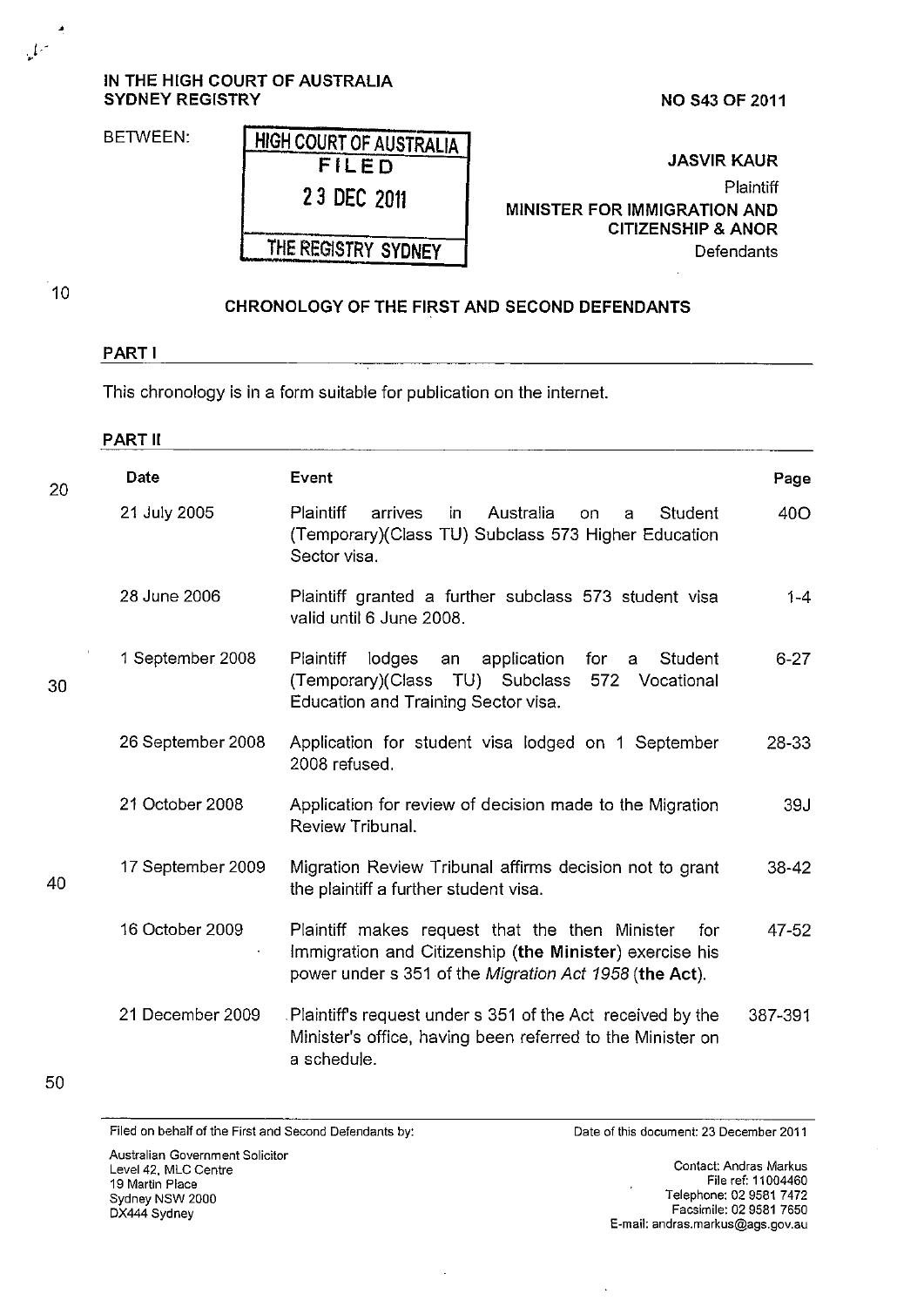IN THE HIGH COURT OF AUSTRALIA
SYDNEY REGISTRY

NO S43 OF 2011

BETWEEN:

HIGH COURT OF AUSTRALIA
FILED
23 DEC 2011
THE REGISTRY SYDNEY

**JASVIR KAUR**
Plaintiff

**MINISTER FOR IMMIGRATION AND CITIZENSHIP & ANOR**
Defendants

## CHRONOLOGY OF THE FIRST AND SECOND DEFENDANTS

### PART I

This chronology is in a form suitable for publication on the internet.

### PART II

| Date | Event | Page |
|---|---|---|
| 21 July 2005 | Plaintiff arrives in Australia on a Student (Temporary)(Class TU) Subclass 573 Higher Education Sector visa. | 40O |
| 28 June 2006 | Plaintiff granted a further subclass 573 student visa valid until 6 June 2008. | 1-4 |
| 1 September 2008 | Plaintiff lodges an application for a Student (Temporary)(Class TU) Subclass 572 Vocational Education and Training Sector visa. | 6-27 |
| 26 September 2008 | Application for student visa lodged on 1 September 2008 refused. | 28-33 |
| 21 October 2008 | Application for review of decision made to the Migration Review Tribunal. | 39J |
| 17 September 2009 | Migration Review Tribunal affirms decision not to grant the plaintiff a further student visa. | 38-42 |
| 16 October 2009 | Plaintiff makes request that the then Minister for Immigration and Citizenship (**the Minister**) exercise his power under s 351 of the *Migration Act 1958* (**the Act**). | 47-52 |
| 21 December 2009 | Plaintiff's request under s 351 of the Act received by the Minister's office, having been referred to the Minister on a schedule. | 387-391 |

Filed on behalf of the First and Second Defendants by:

Australian Government Solicitor
Level 42, MLC Centre
19 Martin Place
Sydney NSW 2000
DX444 Sydney

Date of this document: 23 December 2011

Contact: Andras Markus
File ref: 11004460
Telephone: 02 9581 7472
Facsimile: 02 9581 7650
E-mail: andras.markus@ags.gov.au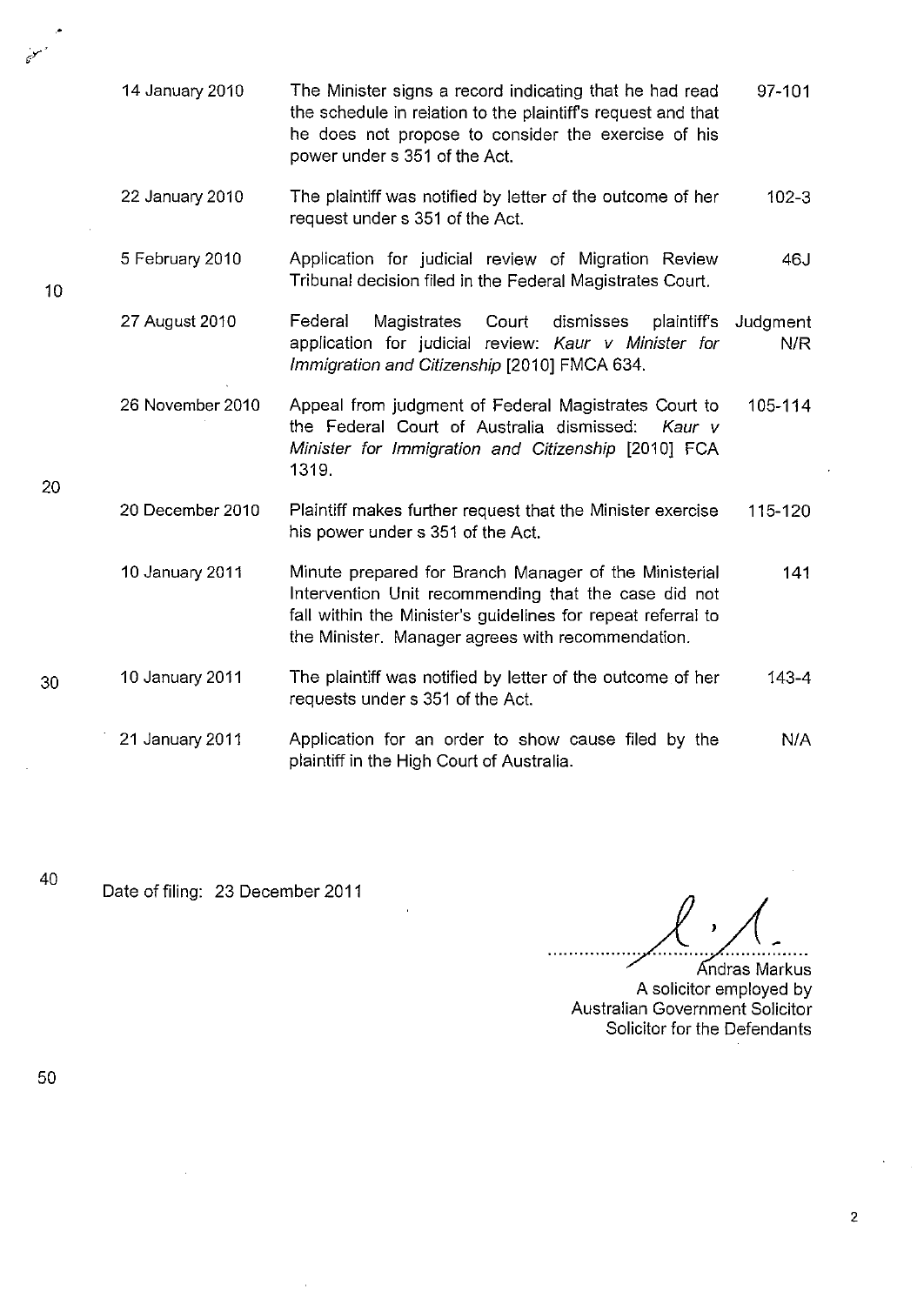| | | |
|---|---|---|
| 14 January 2010 | The Minister signs a record indicating that he had read the schedule in relation to the plaintiff's request and that he does not propose to consider the exercise of his power under s 351 of the Act. | 97-101 |
| 22 January 2010 | The plaintiff was notified by letter of the outcome of her request under s 351 of the Act. | 102-3 |
| 5 February 2010 | Application for judicial review of Migration Review Tribunal decision filed in the Federal Magistrates Court. | 46J |
| 27 August 2010 | Federal Magistrates Court dismisses plaintiff's application for judicial review: *Kaur v Minister for Immigration and Citizenship* [2010] FMCA 634. | Judgment N/R |
| 26 November 2010 | Appeal from judgment of Federal Magistrates Court to the Federal Court of Australia dismissed: *Kaur v Minister for Immigration and Citizenship* [2010] FCA 1319. | 105-114 |
| 20 December 2010 | Plaintiff makes further request that the Minister exercise his power under s 351 of the Act. | 115-120 |
| 10 January 2011 | Minute prepared for Branch Manager of the Ministerial Intervention Unit recommending that the case did not fall within the Minister's guidelines for repeat referral to the Minister. Manager agrees with recommendation. | 141 |
| 10 January 2011 | The plaintiff was notified by letter of the outcome of her requests under s 351 of the Act. | 143-4 |
| 21 January 2011 | Application for an order to show cause filed by the plaintiff in the High Court of Australia. | N/A |

Date of filing: 23 December 2011

Andras Markus
A solicitor employed by
Australian Government Solicitor
Solicitor for the Defendants